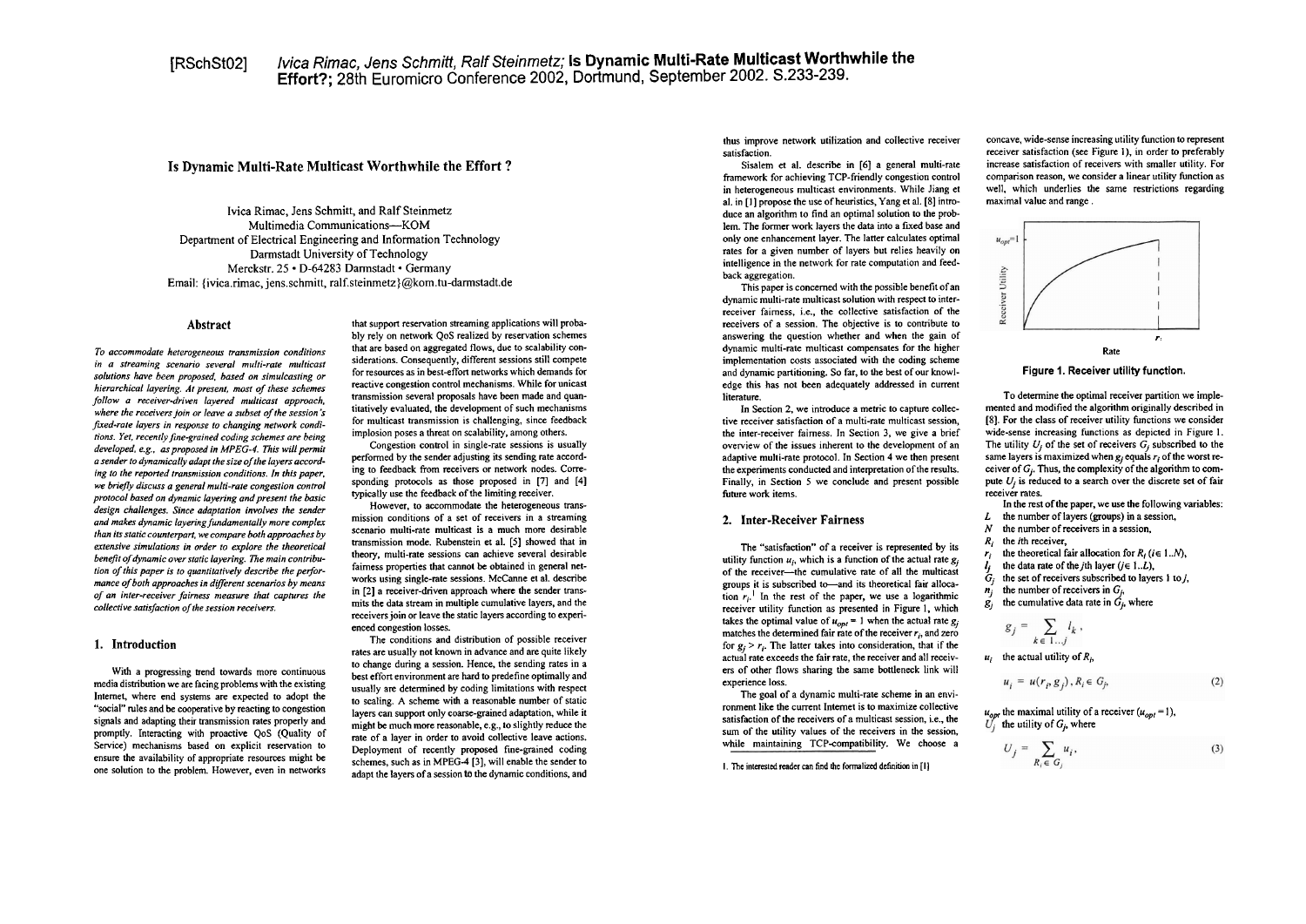[RSchSt02] *Ivica Rimac, Jens Schmitt, Ralf Steinmetz;* **Is Dynamic Multi-Rate Multicast Worthwhile the Effort?;** 28th Euromicro Conference 2002, Dortmund, September 2002. S.233-239.

# Is Dynamic Multi-Rate Multicast Worthwhile the Effort ?

Ivica Rimac, Jens Schmitt, and Ralf Steinmetz
Multimedia Communications—KOM
Department of Electrical Engineering and Information Technology
Darmstadt University of Technology
Merckstr. 25 • D-64283 Darmstadt • Germany
Email: {ivica.rimac, jens.schmitt, ralf.steinmetz}@kom.tu-darmstadt.de

## Abstract

*To accommodate heterogeneous transmission conditions in a streaming scenario several multi-rate multicast solutions have been proposed, based on simulcasting or hierarchical layering. At present, most of these schemes follow a receiver-driven layered multicast approach, where the receivers join or leave a subset of the session's fixed-rate layers in response to changing network conditions. Yet, recently fine-grained coding schemes are being developed, e.g., as proposed in MPEG-4. This will permit a sender to dynamically adapt the size of the layers according to the reported transmission conditions. In this paper, we briefly discuss a general multi-rate congestion control protocol based on dynamic layering and present the basic design challenges. Since adaptation involves the sender and makes dynamic layering fundamentally more complex than its static counterpart, we compare both approaches by extensive simulations in order to explore the theoretical benefit of dynamic over static layering. The main contribution of this paper is to quantitatively describe the performance of both approaches in different scenarios by means of an inter-receiver fairness measure that captures the collective satisfaction of the session receivers.*

## 1. Introduction

With a progressing trend towards more continuous media distribution we are facing problems with the existing Internet, where end systems are expected to adopt the "social" rules and be cooperative by reacting to congestion signals and adapting their transmission rates properly and promptly. Interacting with proactive QoS (Quality of Service) mechanisms based on explicit reservation to ensure the availability of appropriate resources might be one solution to the problem. However, even in networks that support reservation streaming applications will probably rely on network QoS realized by reservation schemes that are based on aggregated flows, due to scalability considerations. Consequently, different sessions still compete for resources as in best-effort networks which demands for reactive congestion control mechanisms. While for unicast transmission several proposals have been made and quantitatively evaluated, the development of such mechanisms for multicast transmission is challenging, since feedback implosion poses a threat on scalability, among others.

Congestion control in single-rate sessions is usually performed by the sender adjusting its sending rate according to feedback from receivers or network nodes. Corresponding protocols as those proposed in [7] and [4] typically use the feedback of the limiting receiver.

However, to accommodate the heterogeneous transmission conditions of a set of receivers in a streaming scenario multi-rate multicast is a much more desirable transmission mode. Rubenstein et al. [5] showed that in theory, multi-rate sessions can achieve several desirable fairness properties that cannot be obtained in general networks using single-rate sessions. McCanne et al. describe in [2] a receiver-driven approach where the sender transmits the data stream in multiple cumulative layers, and the receivers join or leave the static layers according to experienced congestion losses.

The conditions and distribution of possible receiver rates are usually not known in advance and are quite likely to change during a session. Hence, the sending rates in a best effort environment are hard to predefine optimally and usually are determined by coding limitations with respect to scaling. A scheme with a reasonable number of static layers can support only coarse-grained adaptation, while it might be much more reasonable, e.g., to slightly reduce the rate of a layer in order to avoid collective leave actions. Deployment of recently proposed fine-grained coding schemes, such as in MPEG-4 [3], will enable the sender to adapt the layers of a session to the dynamic conditions, and thus improve network utilization and collective receiver satisfaction.

Sisalem et al. describe in [6] a general multi-rate framework for achieving TCP-friendly congestion control in heterogeneous multicast environments. While Jiang et al. in [1] propose the use of heuristics, Yang et al. [8] introduce an algorithm to find an optimal solution to the problem. The former work layers the data into a fixed base and only one enhancement layer. The latter calculates optimal rates for a given number of layers but relies heavily on intelligence in the network for rate computation and feedback aggregation.

This paper is concerned with the possible benefit of an dynamic multi-rate multicast solution with respect to inter-receiver fairness, i.e., the collective satisfaction of the receivers of a session. The objective is to contribute to answering the question whether and when the gain of dynamic multi-rate multicast compensates for the higher implementation costs associated with the coding scheme and dynamic partitioning. So far, to the best of our knowledge this has not been adequately addressed in current literature.

In Section 2, we introduce a metric to capture collective receiver satisfaction of a multi-rate multicast session, the inter-receiver fairness. In Section 3, we give a brief overview of the issues inherent to the development of an adaptive multi-rate protocol. In Section 4 we then present the experiments conducted and interpretation of the results. Finally, in Section 5 we conclude and present possible future work items.

## 2. Inter-Receiver Fairness

The "satisfaction" of a receiver is represented by its utility function $u_i$, which is a function of the actual rate $g_j$ of the receiver—the cumulative rate of all the multicast groups it is subscribed to—and its theoretical fair allocation $r_i$.[1] In the rest of the paper, we use a logarithmic receiver utility function as presented in Figure 1, which takes the optimal value of $u_{opt} = 1$ when the actual rate $g_j$ matches the determined fair rate of the receiver $r_i$, and zero for $g_j > r_i$. The latter takes into consideration, that if the actual rate exceeds the fair rate, the receiver and all receivers of other flows sharing the same bottleneck link will experience loss.

The goal of a dynamic multi-rate scheme in an environment like the current Internet is to maximize collective satisfaction of the receivers of a multicast session, i.e., the sum of the utility values of the receivers in the session, while maintaining TCP-compatibility. We choose a concave, wide-sense increasing utility function to represent receiver satisfaction (see Figure 1), in order to preferably increase satisfaction of receivers with smaller utility. For comparison reason, we consider a linear utility function as well, which underlies the same restrictions regarding maximal value and range .

[1] The interested reader can find the formalized definition in [1]

$u_{opt}$=1

Receiver Utility

$r_i$

Rate

**Figure 1. Receiver utility function.**

To determine the optimal receiver partition we implemented and modified the algorithm originally described in [8]. For the class of receiver utility functions we consider wide-sense increasing functions as depicted in Figure 1. The utility $U_j$ of the set of receivers $G_j$ subscribed to the same layers is maximized when $g_j$ equals $r_i$ of the worst receiver of $G_j$. Thus, the complexity of the algorithm to compute $U_j$ is reduced to a search over the discrete set of fair receiver rates.

In the rest of the paper, we use the following variables:

- $L$ the number of layers (groups) in a session,
- $N$ the number of receivers in a session,
- $R_i$ the $i$th receiver,
- $r_i$ the theoretical fair allocation for $R_i$ ($i \in 1..N$),
- $l_j$ the data rate of the $j$th layer ($j \in 1..L$),
- $G_j$ the set of receivers subscribed to layers 1 to $j$,
- $n_j$ the number of receivers in $G_j$,
- $g_j$ the cumulative data rate in $G_j$, where

$$g_j = \sum_{k \in 1...j} l_k ,$$

- $u_i$ the actual utility of $R_i$,

$$u_i = u(r_i, g_j), R_i \in G_j, \tag{2}$$

- $u_{opt}$ the maximal utility of a receiver ($u_{opt} = 1$),
- $U_j$ the utility of $G_j$, where

$$U_j = \sum_{R_i \in G_j} u_i , \tag{3}$$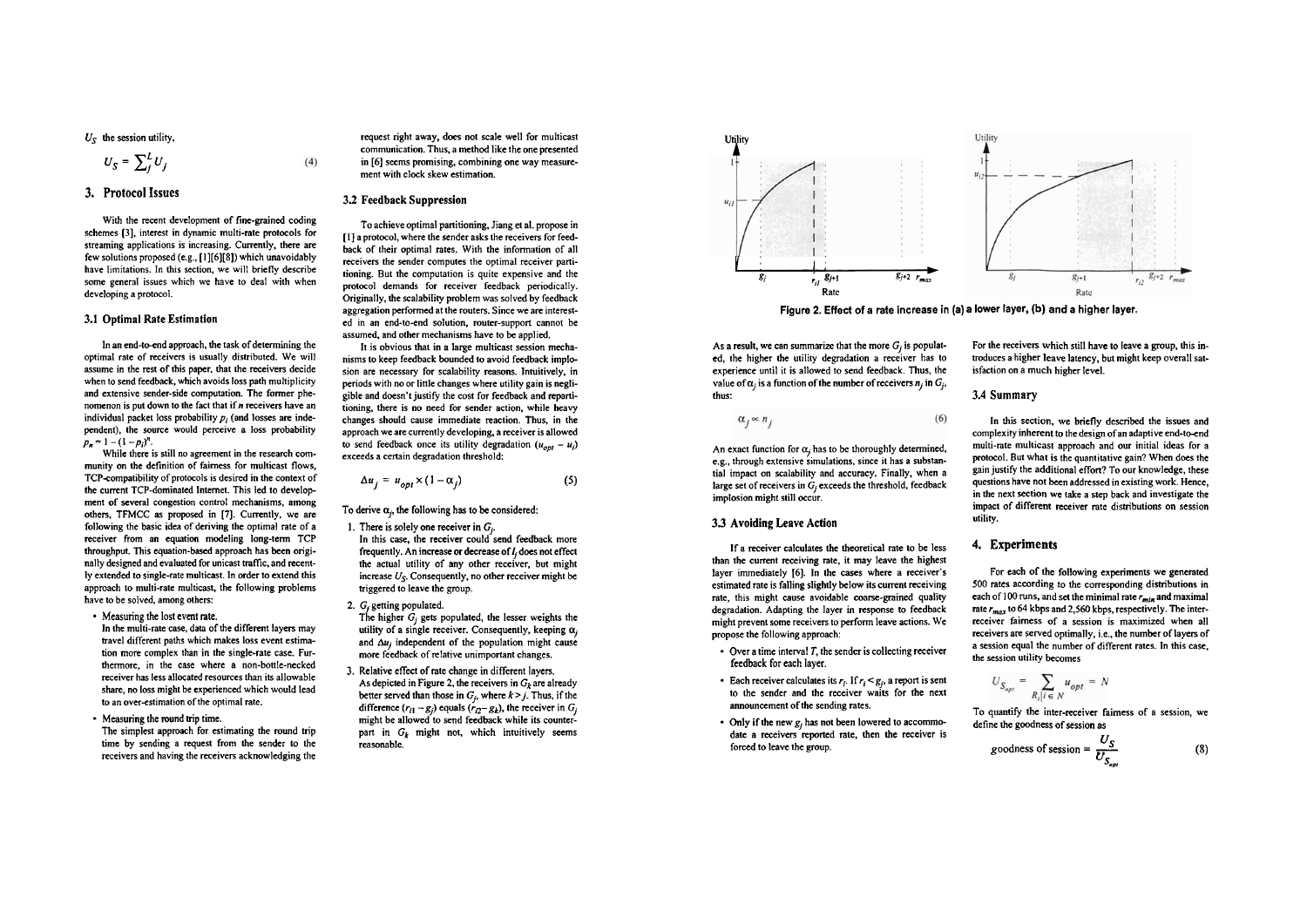$U_S$ the session utility,

$$U_S = \sum_j^L U_j \tag{4}$$

## 3. Protocol Issues

With the recent development of fine-grained coding schemes [3], interest in dynamic multi-rate protocols for streaming applications is increasing. Currently, there are few solutions proposed (e.g., [1][6][8]) which unavoidably have limitations. In this section, we will briefly describe some general issues which we have to deal with when developing a protocol.

### 3.1 Optimal Rate Estimation

In an end-to-end approach, the task of determining the optimal rate of receivers is usually distributed. We will assume in the rest of this paper, that the receivers decide when to send feedback, which avoids loss path multiplicity and extensive sender-side computation. The former phenomenon is put down to the fact that if $n$ receivers have an individual packet loss probability $p_i$ (and losses are independent), the source would perceive a loss probability $p_n = 1 - (1 - p_i)^n$.

While there is still no agreement in the research community on the definition of fairness for multicast flows, TCP-compatibility of protocols is desired in the context of the current TCP-dominated Internet. This led to development of several congestion control mechanisms, among others, TFMCC as proposed in [7]. Currently, we are following the basic idea of deriving the optimal rate of a receiver from an equation modeling long-term TCP throughput. This equation-based approach has been originally designed and evaluated for unicast traffic, and recently extended to single-rate multicast. In order to extend this approach to multi-rate multicast, the following problems have to be solved, among others:

- Measuring the lost event rate.
  In the multi-rate case, data of the different layers may travel different paths which makes loss event estimation more complex than in the single-rate case. Furthermore, in the case where a non-bottle-necked receiver has less allocated resources than its allowable share, no loss might be experienced which would lead to an over-estimation of the optimal rate.
- Measuring the round trip time.
  The simplest approach for estimating the round trip time by sending a request from the sender to the receivers and having the receivers acknowledging the request right away, does not scale well for multicast communication. Thus, a method like the one presented in [6] seems promising, combining one way measurement with clock skew estimation.

### 3.2 Feedback Suppression

To achieve optimal partitioning, Jiang et al. propose in [1] a protocol, where the sender asks the receivers for feedback of their optimal rates. With the information of all receivers the sender computes the optimal receiver partitioning. But the computation is quite expensive and the protocol demands for receiver feedback periodically. Originally, the scalability problem was solved by feedback aggregation performed at the routers. Since we are interested in an end-to-end solution, router-support cannot be assumed, and other mechanisms have to be applied.

It is obvious that in a large multicast session mechanisms to keep feedback bounded to avoid feedback implosion are necessary for scalability reasons. Intuitively, in periods with no or little changes where utility gain is negligible and doesn't justify the cost for feedback and repartitioning, there is no need for sender action, while heavy changes should cause immediate reaction. Thus, in the approach we are currently developing, a receiver is allowed to send feedback once its utility degradation ($u_{opt} - u_i$) exceeds a certain degradation threshold:

$$\Delta u_j = u_{opt} \times (1 - \alpha_j) \tag{5}$$

To derive $\alpha_j$, the following has to be considered:

1. There is solely one receiver in $G_j$.
   In this case, the receiver could send feedback more frequently. An increase or decrease of $l_j$ does not effect the actual utility of any other receiver, but might increase $U_S$. Consequently, no other receiver might be triggered to leave the group.
2. $G_j$ getting populated.
   The higher $G_j$ gets populated, the lesser weights the utility of a single receiver. Consequently, keeping $\alpha_j$ and $\Delta u_j$ independent of the population might cause more feedback of relative unimportant changes.
3. Relative effect of rate change in different layers.
   As depicted in Figure 2, the receivers in $G_k$ are already better served than those in $G_j$, where $k > j$. Thus, if the difference ($r_{i1} - g_j$) equals ($r_{i2} - g_k$), the receiver in $G_j$ might be allowed to send feedback while its counterpart in $G_k$ might not, which intuitively seems reasonable.

**Figure 2. Effect of a rate increase in (a) a lower layer, (b) and a higher layer.**

As a result, we can summarize that the more $G_j$ is populated, the higher the utility degradation a receiver has to experience until it is allowed to send feedback. Thus, the value of $\alpha_j$ is a function of the number of receivers $n_j$ in $G_j$, thus:

$$\alpha_j \propto n_j \tag{6}$$

An exact function for $\alpha_j$ has to be thoroughly determined, e.g., through extensive simulations, since it has a substantial impact on scalability and accuracy. Finally, when a large set of receivers in $G_j$ exceeds the threshold, feedback implosion might still occur.

### 3.3 Avoiding Leave Action

If a receiver calculates the theoretical rate to be less than the current receiving rate, it may leave the highest layer immediately [6]. In the cases where a receiver's estimated rate is falling slightly below its current receiving rate, this might cause avoidable coarse-grained quality degradation. Adapting the layer in response to feedback might prevent some receivers to perform leave actions. We propose the following approach:

- Over a time interval $T$, the sender is collecting receiver feedback for each layer.
- Each receiver calculates its $r_i$. If $r_i < g_j$, a report is sent to the sender and the receiver waits for the next announcement of the sending rates.
- Only if the new $g_j$ has not been lowered to accommodate a receivers reported rate, then the receiver is forced to leave the group.

For the receivers which still have to leave a group, this introduces a higher leave latency, but might keep overall satisfaction on a much higher level.

### 3.4 Summary

In this section, we briefly described the issues and complexity inherent to the design of an adaptive end-to-end multi-rate multicast approach and our initial ideas for a protocol. But what is the quantitative gain? When does the gain justify the additional effort? To our knowledge, these questions have not been addressed in existing work. Hence, in the next section we take a step back and investigate the impact of different receiver rate distributions on session utility.

## 4. Experiments

For each of the following experiments we generated 500 rates according to the corresponding distributions in each of 100 runs, and set the minimal rate $r_{min}$ and maximal rate $r_{max}$ to 64 kbps and 2,560 kbps, respectively. The inter-receiver fairness of a session is maximized when all receivers are served optimally, i.e., the number of layers of a session equal the number of different rates. In this case, the session utility becomes

$$U_{S_{opt}} = \sum_{R_i | i \in N} u_{opt} = N$$

To quantify the inter-receiver fairness of a session, we define the goodness of session as

$$\text{goodness of session} = \frac{U_S}{U_{S_{opt}}} \tag{8}$$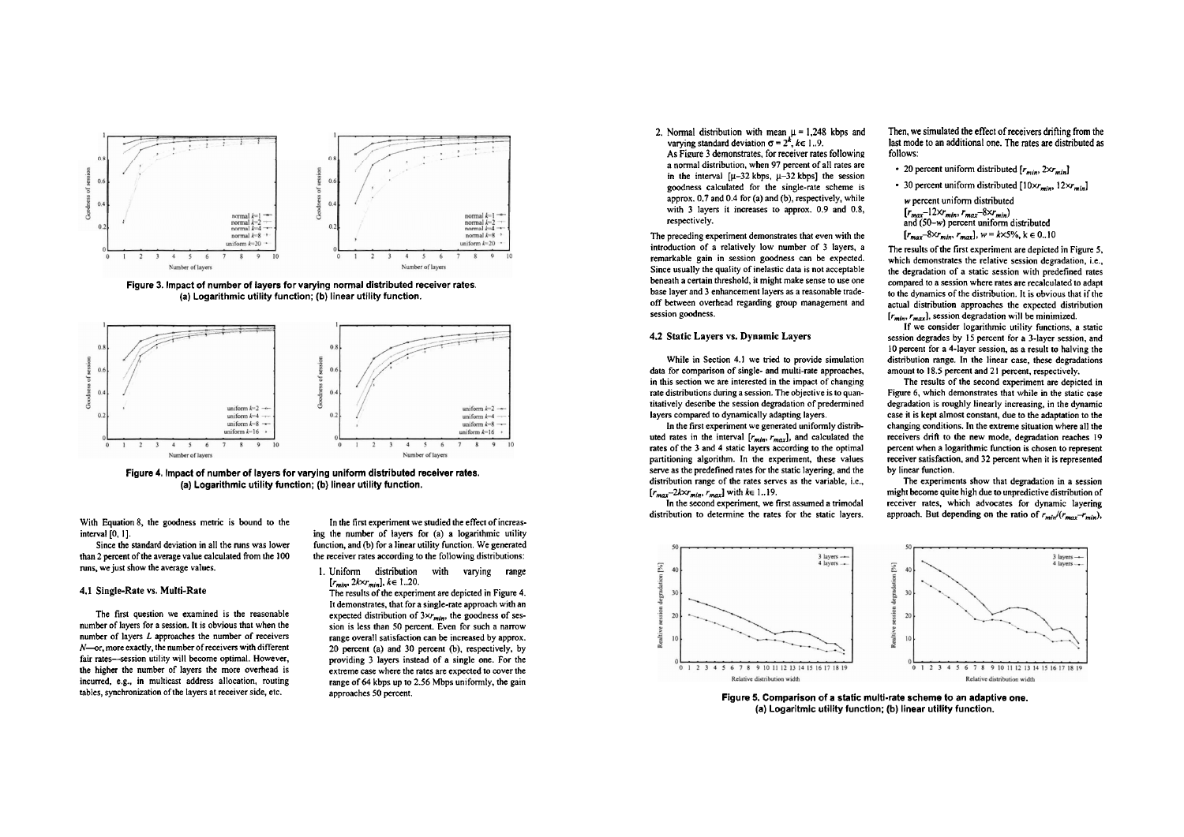Figure 3. Impact of number of layers for varying normal distributed receiver rates. (a) Logarithmic utility function; (b) linear utility function.

Figure 4. Impact of number of layers for varying uniform distributed receiver rates. (a) Logarithmic utility function; (b) linear utility function.

With Equation 8, the goodness metric is bound to the interval [0, 1].

Since the standard deviation in all the runs was lower than 2 percent of the average value calculated from the 100 runs, we just show the average values.

### 4.1 Single-Rate vs. Multi-Rate

The first question we examined is the reasonable number of layers for a session. It is obvious that when the number of layers $L$ approaches the number of receivers $N$—or, more exactly, the number of receivers with different fair rates—session utility will become optimal. However, the higher the number of layers the more overhead is incurred, e.g., in multicast address allocation, routing tables, synchronization of the layers at receiver side, etc.

In the first experiment we studied the effect of increasing the number of layers for (a) a logarithmic utility function, and (b) for a linear utility function. We generated the receiver rates according to the following distributions:

1. Uniform distribution with varying range $[r_{min}, 2k \times r_{min}]$, $k \in 1..20$.
   The results of the experiment are depicted in Figure 4. It demonstrates, that for a single-rate approach with an expected distribution of $3 \times r_{min}$, the goodness of session is less than 50 percent. Even for such a narrow range overall satisfaction can be increased by approx. 20 percent (a) and 30 percent (b), respectively, by providing 3 layers instead of a single one. For the extreme case where the rates are expected to cover the range of 64 kbps up to 2.56 Mbps uniformly, the gain approaches 50 percent.
2. Normal distribution with mean $\mu = 1{,}248$ kbps and varying standard deviation $\sigma = 2^k$, $k \in 1..9$.
   As Figure 3 demonstrates, for receiver rates following a normal distribution, when 97 percent of all rates are in the interval $[\mu-32 \text{ kbps}, \mu-32 \text{ kbps}]$ the session goodness calculated for the single-rate scheme is approx. 0.7 and 0.4 for (a) and (b), respectively, while with 3 layers it increases to approx. 0.9 and 0.8, respectively.

The preceding experiment demonstrates that even with the introduction of a relatively low number of 3 layers, a remarkable gain in session goodness can be expected. Since usually the quality of inelastic data is not acceptable beneath a certain threshold, it might make sense to use one base layer and 3 enhancement layers as a reasonable trade-off between overhead regarding group management and session goodness.

### 4.2 Static Layers vs. Dynamic Layers

While in Section 4.1 we tried to provide simulation data for comparison of single- and multi-rate approaches, in this section we are interested in the impact of changing rate distributions during a session. The objective is to quantitatively describe the session degradation of predermined layers compared to dynamically adapting layers.

In the first experiment we generated uniformly distributed rates in the interval $[r_{min}, r_{max}]$, and calculated the rates of the 3 and 4 static layers according to the optimal partitioning algorithm. In the experiment, these values serve as the predefined rates for the static layering, and the distribution range of the rates serves as the variable, i.e., $[r_{max}-2k \times r_{min}, r_{max}]$ with $k \in 1..19$.

In the second experiment, we first assumed a trimodal distribution to determine the rates for the static layers. Then, we simulated the effect of receivers drifting from the last mode to an additional one. The rates are distributed as follows:

- 20 percent uniform distributed $[r_{min}, 2 \times r_{min}]$
- 30 percent uniform distributed $[10 \times r_{min}, 12 \times r_{min}]$
- $w$ percent uniform distributed $[r_{max}-12 \times r_{min}, r_{max}-8 \times r_{min}]$ and $(50-w)$ percent uniform distributed $[r_{max}-8 \times r_{min}, r_{max}]$, $w = k \times 5\%$, $k \in 0..10$

The results of the first experiment are depicted in Figure 5, which demonstrates the relative session degradation, i.e., the degradation of a static session with predefined rates compared to a session where rates are recalculated to adapt to the dynamics of the distribution. It is obvious that if the actual distribution approaches the expected distribution $[r_{min}, r_{max}]$, session degradation will be minimized.

If we consider logarithmic utility functions, a static session degrades by 15 percent for a 3-layer session, and 10 percent for a 4-layer session, as a result to halving the distribution range. In the linear case, these degradations amount to 18.5 percent and 21 percent, respectively.

The results of the second experiment are depicted in Figure 6, which demonstrates that while in the static case degradation is roughly linearly increasing, in the dynamic case it is kept almost constant, due to the adaptation to the changing conditions. In the extreme situation where all the receivers drift to the new mode, degradation reaches 19 percent when a logarithmic function is chosen to represent receiver satisfaction, and 32 percent when it is represented by linear function.

The experiments show that degradation in a session might become quite high due to unpredictive distribution of receiver rates, which advocates for dynamic layering approach. But depending on the ratio of $r_{min}/(r_{max}-r_{min})$,

Figure 5. Comparison of a static multi-rate scheme to an adaptive one. (a) Logaritmic utility function; (b) linear utility function.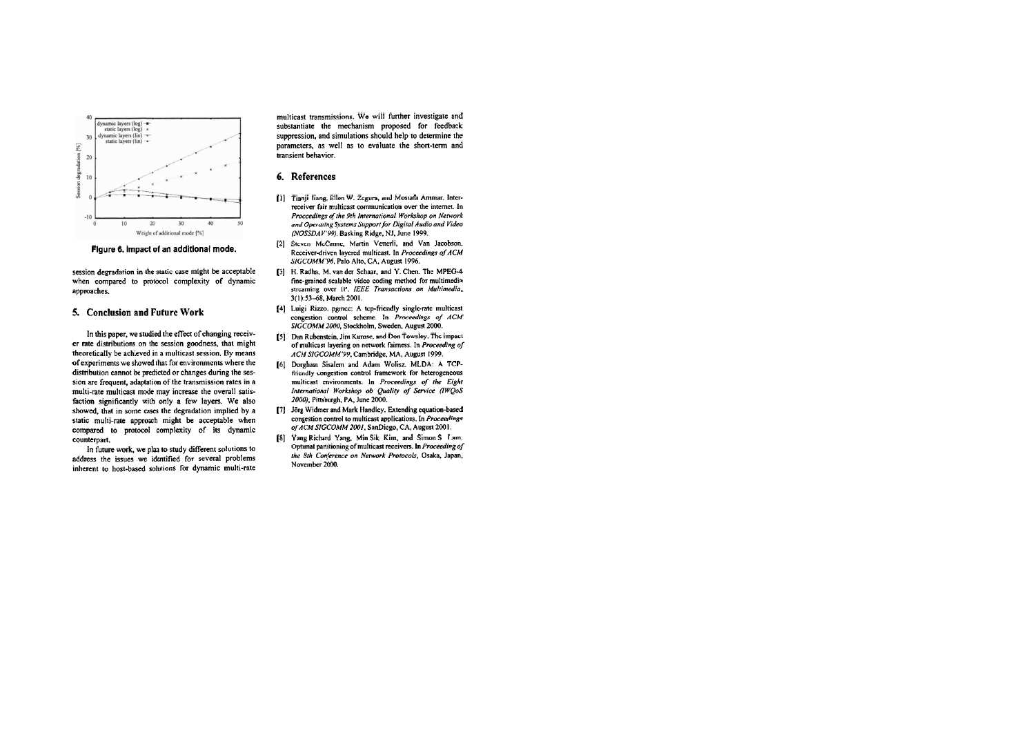40
30
20
10
0
-10
0 10 20 30 40 50

dynamic layers (log)
static layers (log)
dynamic layers (lin)
static layers (lin)

Session degradation [%]

Weight of additional mode [%]

**Figure 6. Impact of an additional mode.**

session degradation in the static case might be acceptable when compared to protocol complexity of dynamic approaches.

## 5. Conclusion and Future Work

In this paper, we studied the effect of changing receiver rate distributions on the session goodness, that might theoretically be achieved in a multicast session. By means of experiments we showed that for environments where the distribution cannot be predicted or changes during the session are frequent, adaptation of the transmission rates in a multi-rate multicast mode may increase the overall satisfaction significantly with only a few layers. We also showed, that in some cases the degradation implied by a static multi-rate approach might be acceptable when compared to protocol complexity of its dynamic counterpart.

In future work, we plan to study different solutions to address the issues we identified for several problems inherent to host-based solutions for dynamic multi-rate multicast transmissions. We will further investigate and substantiate the mechanism proposed for feedback suppression, and simulations should help to determine the parameters, as well as to evaluate the short-term and transient behavior.

## 6. References

[1] Tianji Jiang, Ellen W. Zegura, and Mostafa Ammar. Inter-receiver fair multicast communication over the internet. In *Proceedings of the 9th International Workshop on Network and Operating Systems Support for Digital Audio and Video (NOSSDAV'99)*, Basking Ridge, NJ, June 1999.

[2] Steven McCanne, Martin Vetterli, and Van Jacobson. Receiver-driven layered multicast. In *Proceedings of ACM SIGCOMM'96*, Palo Alto, CA, August 1996.

[3] H. Radha, M. van der Schaar, and Y. Chen. The MPEG-4 fine-grained scalable video coding method for multimedia streaming over IP. *IEEE Transactions on Multimedia*, 3(1):53–68, March 2001.

[4] Luigi Rizzo. pgmcc: A tcp-friendly single-rate multicast congestion control scheme. In *Proceedings of ACM SIGCOMM 2000*, Stockholm, Sweden, August 2000.

[5] Dan Rubenstein, Jim Kurose, and Don Towsley. The impact of multicast layering on network fairness. In *Proceeding of ACM SIGCOMM'99*, Cambridge, MA, August 1999.

[6] Dorgham Sisalem and Adam Wolisz. MLDA: A TCP-friendly congestion control framework for heterogeneous multicast environments. In *Proceedings of the Eight International Workshop ob Quality of Service (IWQoS 2000)*, Pittsburgh, PA, June 2000.

[7] Jörg Widmer and Mark Handley. Extending equation-based congestion control to multicast applications. In *Proceedings of ACM SIGCOMM 2001*, SanDiego, CA, August 2001.

[8] Yang Richard Yang, Min Sik Kim, and Simon S. Lam. Optimal partitioning of multicast receivers. In *Proceeding of the 8th Conference on Network Protocols*, Osaka, Japan, November 2000.